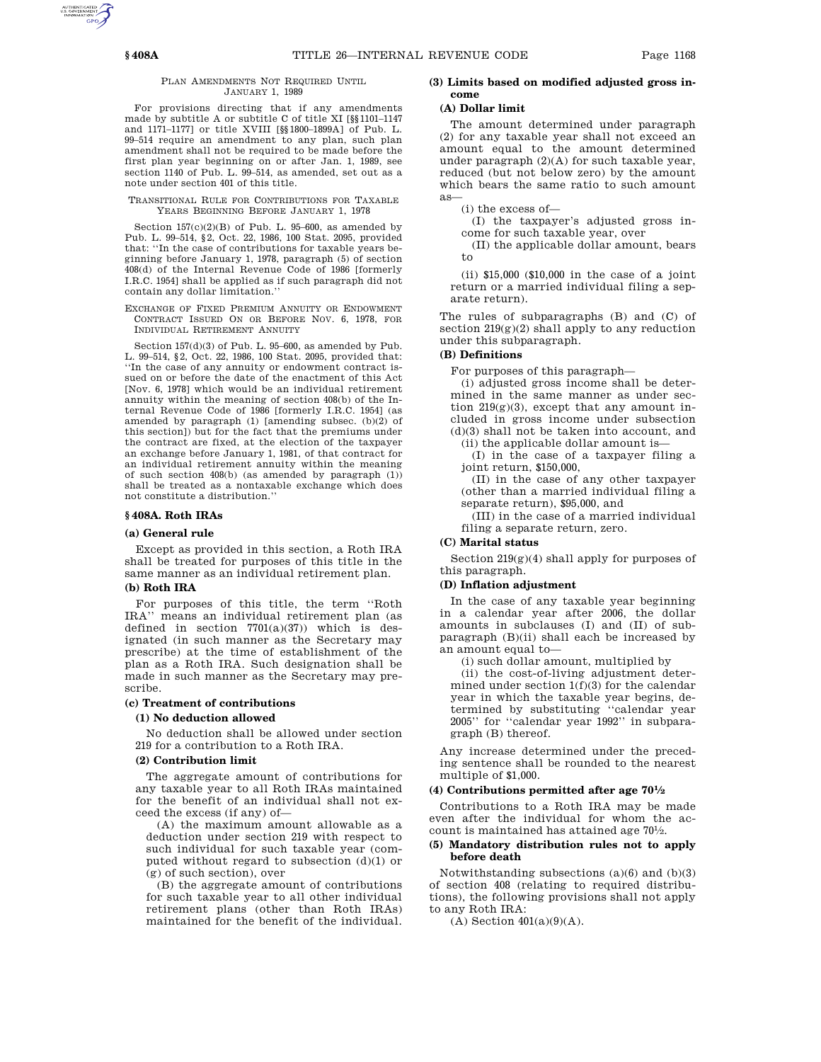PLAN AMENDMENTS NOT REQUIRED UNTIL JANUARY 1, 1989

For provisions directing that if any amendments made by subtitle A or subtitle C of title XI [§§1101–1147 and 1171–1177] or title XVIII [§§1800–1899A] of Pub. L. 99–514 require an amendment to any plan, such plan amendment shall not be required to be made before the first plan year beginning on or after Jan. 1, 1989, see section 1140 of Pub. L. 99–514, as amended, set out as a note under section 401 of this title.

TRANSITIONAL RULE FOR CONTRIBUTIONS FOR TAXABLE YEARS BEGINNING BEFORE JANUARY 1, 1978

Section 157(c)(2)(B) of Pub. L. 95–600, as amended by Pub. L. 99–514, §2, Oct. 22, 1986, 100 Stat. 2095, provided that: ''In the case of contributions for taxable years beginning before January 1, 1978, paragraph (5) of section 408(d) of the Internal Revenue Code of 1986 [formerly I.R.C. 1954] shall be applied as if such paragraph did not contain any dollar limitation.''

EXCHANGE OF FIXED PREMIUM ANNUITY OR ENDOWMENT CONTRACT ISSUED ON OR BEFORE NOV. 6, 1978, FOR INDIVIDUAL RETIREMENT ANNUITY

Section 157(d)(3) of Pub. L. 95–600, as amended by Pub. L. 99–514, §2, Oct. 22, 1986, 100 Stat. 2095, provided that: ''In the case of any annuity or endowment contract issued on or before the date of the enactment of this Act [Nov. 6, 1978] which would be an individual retirement annuity within the meaning of section 408(b) of the Internal Revenue Code of 1986 [formerly I.R.C. 1954] (as amended by paragraph (1) [amending subsec. (b)(2) of this section]) but for the fact that the premiums under the contract are fixed, at the election of the taxpayer an exchange before January 1, 1981, of that contract for an individual retirement annuity within the meaning of such section 408(b) (as amended by paragraph (1)) shall be treated as a nontaxable exchange which does not constitute a distribution.''

## §408A. Roth IRAs

**(a) General rule**

Except as provided in this section, a Roth IRA shall be treated for purposes of this title in the same manner as an individual retirement plan.

**(b) Roth IRA**

For purposes of this title, the term ''Roth IRA'' means an individual retirement plan (as defined in section 7701(a)(37)) which is designated (in such manner as the Secretary may prescribe) at the time of establishment of the plan as a Roth IRA. Such designation shall be made in such manner as the Secretary may prescribe.

**(c) Treatment of contributions**

**(1) No deduction allowed**

No deduction shall be allowed under section 219 for a contribution to a Roth IRA.

**(2) Contribution limit**

The aggregate amount of contributions for any taxable year to all Roth IRAs maintained for the benefit of an individual shall not exceed the excess (if any) of—

(A) the maximum amount allowable as a deduction under section 219 with respect to such individual for such taxable year (computed without regard to subsection (d)(1) or (g) of such section), over

(B) the aggregate amount of contributions for such taxable year to all other individual retirement plans (other than Roth IRAs) maintained for the benefit of the individual.

**(3) Limits based on modified adjusted gross income**

**(A) Dollar limit**

The amount determined under paragraph (2) for any taxable year shall not exceed an amount equal to the amount determined under paragraph (2)(A) for such taxable year, reduced (but not below zero) by the amount which bears the same ratio to such amount as—

(i) the excess of—

(I) the taxpayer's adjusted gross income for such taxable year, over

(II) the applicable dollar amount, bears to

(ii) $15,000 ($10,000 in the case of a joint return or a married individual filing a separate return).

The rules of subparagraphs (B) and (C) of section 219(g)(2) shall apply to any reduction under this subparagraph.

**(B) Definitions**

For purposes of this paragraph—

(i) adjusted gross income shall be determined in the same manner as under section 219(g)(3), except that any amount included in gross income under subsection (d)(3) shall not be taken into account, and

(ii) the applicable dollar amount is—

(I) in the case of a taxpayer filing a joint return, $150,000,

(II) in the case of any other taxpayer (other than a married individual filing a separate return), $95,000, and

(III) in the case of a married individual filing a separate return, zero.

**(C) Marital status**

Section 219(g)(4) shall apply for purposes of this paragraph.

**(D) Inflation adjustment**

In the case of any taxable year beginning in a calendar year after 2006, the dollar amounts in subclauses (I) and (II) of subparagraph (B)(ii) shall each be increased by an amount equal to—

(i) such dollar amount, multiplied by

(ii) the cost-of-living adjustment determined under section 1(f)(3) for the calendar year in which the taxable year begins, determined by substituting ''calendar year 2005'' for ''calendar year 1992'' in subparagraph (B) thereof.

Any increase determined under the preceding sentence shall be rounded to the nearest multiple of $1,000.

**(4) Contributions permitted after age 70½**

Contributions to a Roth IRA may be made even after the individual for whom the account is maintained has attained age 70½.

**(5) Mandatory distribution rules not to apply before death**

Notwithstanding subsections (a)(6) and (b)(3) of section 408 (relating to required distributions), the following provisions shall not apply to any Roth IRA:

(A) Section 401(a)(9)(A).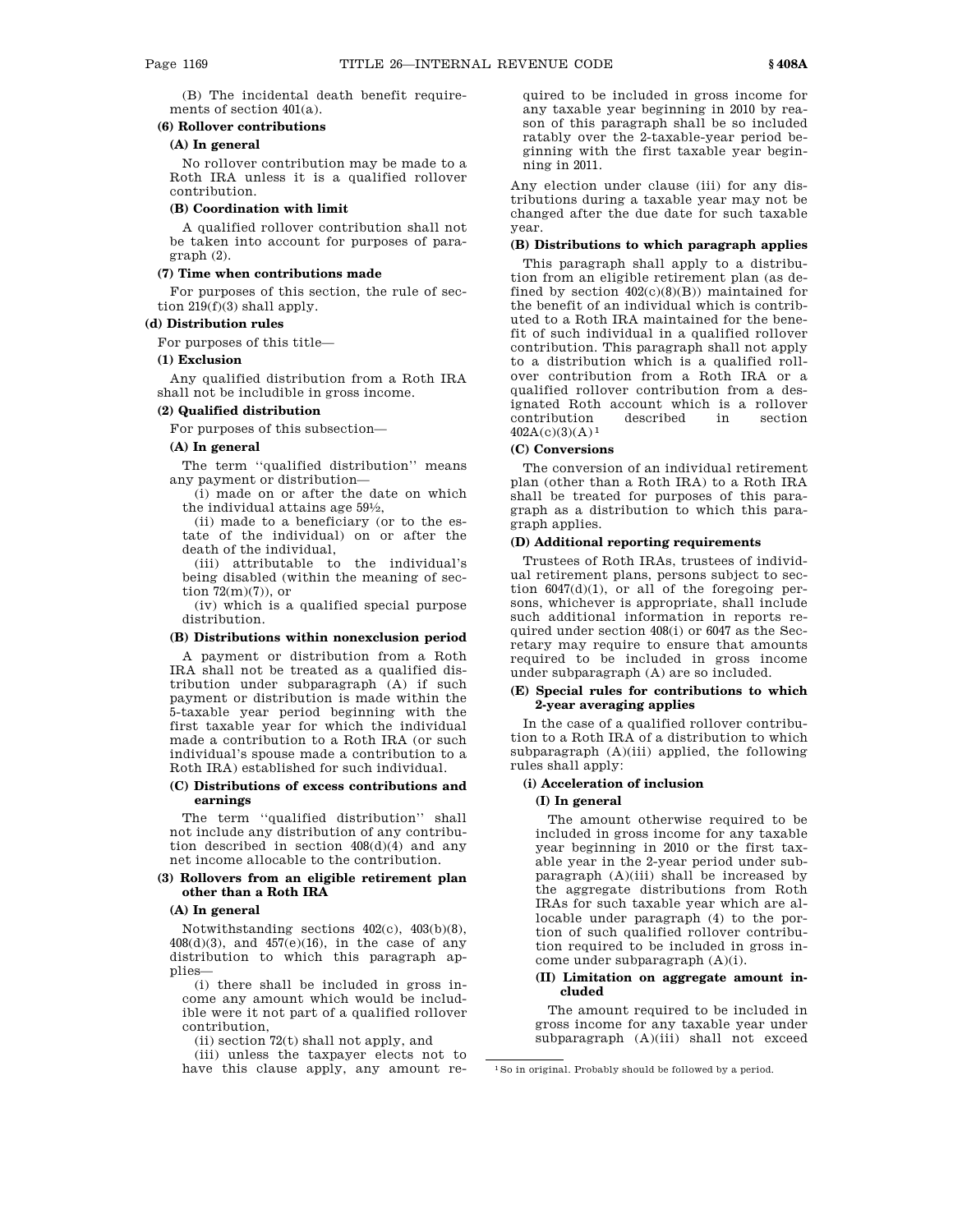(B) The incidental death benefit requirements of section 401(a).

**(6) Rollover contributions**

**(A) In general**

No rollover contribution may be made to a Roth IRA unless it is a qualified rollover contribution.

**(B) Coordination with limit**

A qualified rollover contribution shall not be taken into account for purposes of paragraph (2).

**(7) Time when contributions made**

For purposes of this section, the rule of section 219(f)(3) shall apply.

**(d) Distribution rules**

For purposes of this title—

**(1) Exclusion**

Any qualified distribution from a Roth IRA shall not be includible in gross income.

**(2) Qualified distribution**

For purposes of this subsection—

**(A) In general**

The term ''qualified distribution'' means any payment or distribution—

(i) made on or after the date on which the individual attains age 59½,

(ii) made to a beneficiary (or to the estate of the individual) on or after the death of the individual,

(iii) attributable to the individual's being disabled (within the meaning of section 72(m)(7)), or

(iv) which is a qualified special purpose distribution.

**(B) Distributions within nonexclusion period**

A payment or distribution from a Roth IRA shall not be treated as a qualified distribution under subparagraph (A) if such payment or distribution is made within the 5-taxable year period beginning with the first taxable year for which the individual made a contribution to a Roth IRA (or such individual's spouse made a contribution to a Roth IRA) established for such individual.

**(C) Distributions of excess contributions and earnings**

The term ''qualified distribution'' shall not include any distribution of any contribution described in section 408(d)(4) and any net income allocable to the contribution.

**(3) Rollovers from an eligible retirement plan other than a Roth IRA**

**(A) In general**

Notwithstanding sections 402(c), 403(b)(8), 408(d)(3), and 457(e)(16), in the case of any distribution to which this paragraph applies—

(i) there shall be included in gross income any amount which would be includible were it not part of a qualified rollover contribution,

(ii) section 72(t) shall not apply, and

(iii) unless the taxpayer elects not to have this clause apply, any amount required to be included in gross income for any taxable year beginning in 2010 by reason of this paragraph shall be so included ratably over the 2-taxable-year period beginning with the first taxable year beginning in 2011.

Any election under clause (iii) for any distributions during a taxable year may not be changed after the due date for such taxable year.

**(B) Distributions to which paragraph applies**

This paragraph shall apply to a distribution from an eligible retirement plan (as defined by section 402(c)(8)(B)) maintained for the benefit of an individual which is contributed to a Roth IRA maintained for the benefit of such individual in a qualified rollover contribution. This paragraph shall not apply to a distribution which is a qualified rollover contribution from a Roth IRA or a qualified rollover contribution from a designated Roth account which is a rollover contribution described in section 402A(c)(3)(A)[1]

**(C) Conversions**

The conversion of an individual retirement plan (other than a Roth IRA) to a Roth IRA shall be treated for purposes of this paragraph as a distribution to which this paragraph applies.

**(D) Additional reporting requirements**

Trustees of Roth IRAs, trustees of individual retirement plans, persons subject to section 6047(d)(1), or all of the foregoing persons, whichever is appropriate, shall include such additional information in reports required under section 408(i) or 6047 as the Secretary may require to ensure that amounts required to be included in gross income under subparagraph (A) are so included.

**(E) Special rules for contributions to which 2-year averaging applies**

In the case of a qualified rollover contribution to a Roth IRA of a distribution to which subparagraph (A)(iii) applied, the following rules shall apply:

**(i) Acceleration of inclusion**

**(I) In general**

The amount otherwise required to be included in gross income for any taxable year beginning in 2010 or the first taxable year in the 2-year period under subparagraph (A)(iii) shall be increased by the aggregate distributions from Roth IRAs for such taxable year which are allocable under paragraph (4) to the portion of such qualified rollover contribution required to be included in gross income under subparagraph (A)(i).

**(II) Limitation on aggregate amount included**

The amount required to be included in gross income for any taxable year under subparagraph (A)(iii) shall not exceed

[1] So in original. Probably should be followed by a period.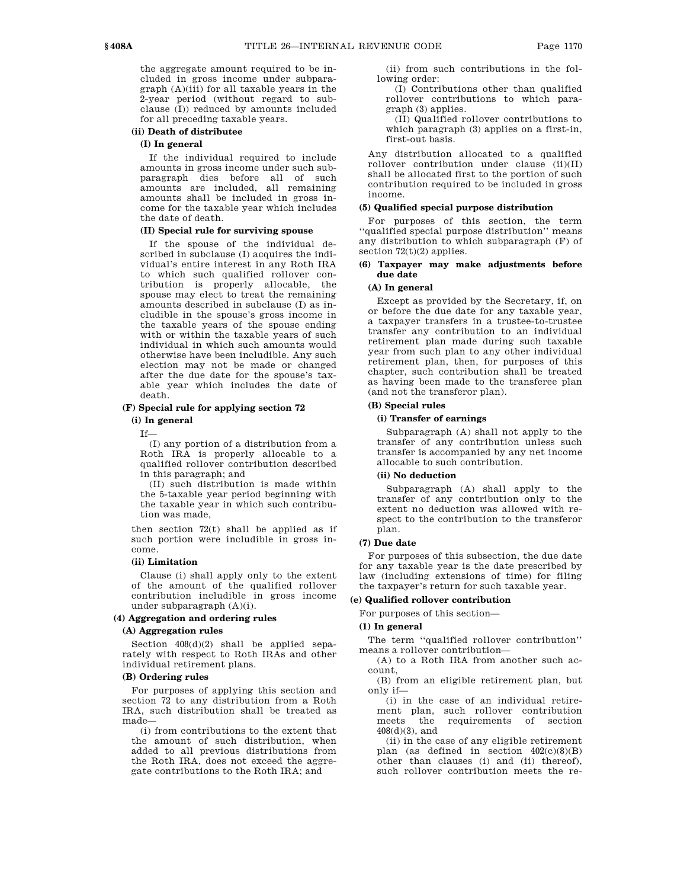the aggregate amount required to be included in gross income under subparagraph (A)(iii) for all taxable years in the 2-year period (without regard to subclause (I)) reduced by amounts included for all preceding taxable years.

**(ii) Death of distributee**

**(I) In general**

If the individual required to include amounts in gross income under such subparagraph dies before all of such amounts are included, all remaining amounts shall be included in gross income for the taxable year which includes the date of death.

**(II) Special rule for surviving spouse**

If the spouse of the individual described in subclause (I) acquires the individual's entire interest in any Roth IRA to which such qualified rollover contribution is properly allocable, the spouse may elect to treat the remaining amounts described in subclause (I) as includible in the spouse's gross income in the taxable years of the spouse ending with or within the taxable years of such individual in which such amounts would otherwise have been includible. Any such election may not be made or changed after the due date for the spouse's taxable year which includes the date of death.

**(F) Special rule for applying section 72**

**(i) In general**

If—

(I) any portion of a distribution from a Roth IRA is properly allocable to a qualified rollover contribution described in this paragraph; and

(II) such distribution is made within the 5-taxable year period beginning with the taxable year in which such contribution was made,

then section 72(t) shall be applied as if such portion were includible in gross income.

**(ii) Limitation**

Clause (i) shall apply only to the extent of the amount of the qualified rollover contribution includible in gross income under subparagraph (A)(i).

**(4) Aggregation and ordering rules**

**(A) Aggregation rules**

Section 408(d)(2) shall be applied separately with respect to Roth IRAs and other individual retirement plans.

**(B) Ordering rules**

For purposes of applying this section and section 72 to any distribution from a Roth IRA, such distribution shall be treated as made—

(i) from contributions to the extent that the amount of such distribution, when added to all previous distributions from the Roth IRA, does not exceed the aggregate contributions to the Roth IRA; and

(ii) from such contributions in the following order:

(I) Contributions other than qualified rollover contributions to which paragraph (3) applies.

(II) Qualified rollover contributions to which paragraph (3) applies on a first-in, first-out basis.

Any distribution allocated to a qualified rollover contribution under clause (ii)(II) shall be allocated first to the portion of such contribution required to be included in gross income.

**(5) Qualified special purpose distribution**

For purposes of this section, the term "qualified special purpose distribution" means any distribution to which subparagraph (F) of section 72(t)(2) applies.

**(6) Taxpayer may make adjustments before due date**

**(A) In general**

Except as provided by the Secretary, if, on or before the due date for any taxable year, a taxpayer transfers in a trustee-to-trustee transfer any contribution to an individual retirement plan made during such taxable year from such plan to any other individual retirement plan, then, for purposes of this chapter, such contribution shall be treated as having been made to the transferee plan (and not the transferor plan).

**(B) Special rules**

**(i) Transfer of earnings**

Subparagraph (A) shall not apply to the transfer of any contribution unless such transfer is accompanied by any net income allocable to such contribution.

**(ii) No deduction**

Subparagraph (A) shall apply to the transfer of any contribution only to the extent no deduction was allowed with respect to the contribution to the transferor plan.

**(7) Due date**

For purposes of this subsection, the due date for any taxable year is the date prescribed by law (including extensions of time) for filing the taxpayer's return for such taxable year.

**(e) Qualified rollover contribution**

For purposes of this section—

**(1) In general**

The term "qualified rollover contribution" means a rollover contribution—

(A) to a Roth IRA from another such account,

(B) from an eligible retirement plan, but only if—

(i) in the case of an individual retirement plan, such rollover contribution meets the requirements of section 408(d)(3), and

(ii) in the case of any eligible retirement plan (as defined in section 402(c)(8)(B) other than clauses (i) and (ii) thereof), such rollover contribution meets the re-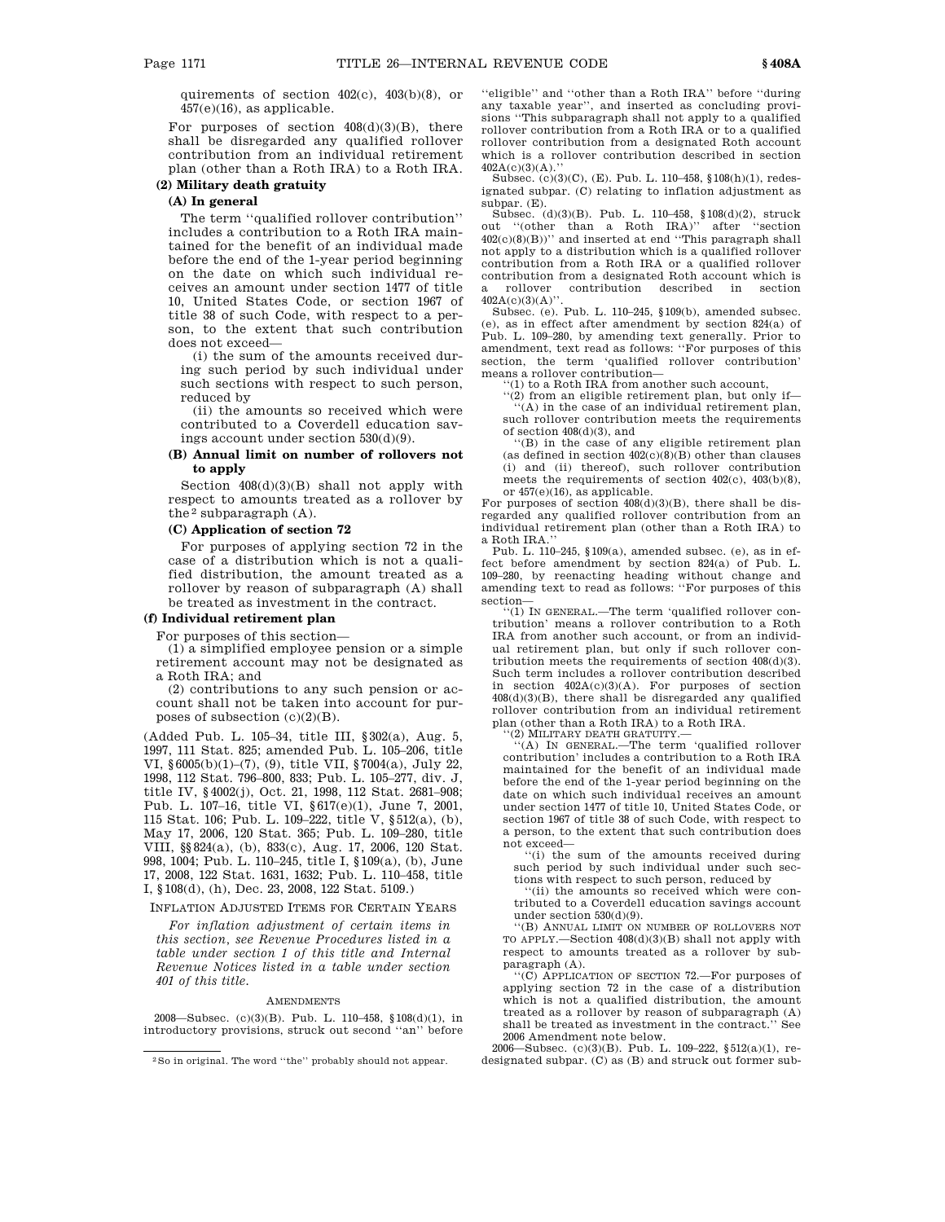quirements of section 402(c), 403(b)(8), or 457(e)(16), as applicable.

For purposes of section 408(d)(3)(B), there shall be disregarded any qualified rollover contribution from an individual retirement plan (other than a Roth IRA) to a Roth IRA.

**(2) Military death gratuity**

**(A) In general**

The term ''qualified rollover contribution'' includes a contribution to a Roth IRA maintained for the benefit of an individual made before the end of the 1-year period beginning on the date on which such individual receives an amount under section 1477 of title 10, United States Code, or section 1967 of title 38 of such Code, with respect to a person, to the extent that such contribution does not exceed—

(i) the sum of the amounts received during such period by such individual under such sections with respect to such person, reduced by

(ii) the amounts so received which were contributed to a Coverdell education savings account under section 530(d)(9).

**(B) Annual limit on number of rollovers not to apply**

Section 408(d)(3)(B) shall not apply with respect to amounts treated as a rollover by the[2] subparagraph (A).

**(C) Application of section 72**

For purposes of applying section 72 in the case of a distribution which is not a qualified distribution, the amount treated as a rollover by reason of subparagraph (A) shall be treated as investment in the contract.

**(f) Individual retirement plan**

For purposes of this section—

(1) a simplified employee pension or a simple retirement account may not be designated as a Roth IRA; and

(2) contributions to any such pension or account shall not be taken into account for purposes of subsection (c)(2)(B).

(Added Pub. L. 105–34, title III, §302(a), Aug. 5, 1997, 111 Stat. 825; amended Pub. L. 105–206, title VI, §6005(b)(1)–(7), (9), title VII, §7004(a), July 22, 1998, 112 Stat. 796–800, 833; Pub. L. 105–277, div. J, title IV, §4002(j), Oct. 21, 1998, 112 Stat. 2681–908; Pub. L. 107–16, title VI, §617(e)(1), June 7, 2001, 115 Stat. 106; Pub. L. 109–222, title V, §512(a), (b), May 17, 2006, 120 Stat. 365; Pub. L. 109–280, title VIII, §§824(a), (b), 833(c), Aug. 17, 2006, 120 Stat. 998, 1004; Pub. L. 110–245, title I, §109(a), (b), June 17, 2008, 122 Stat. 1631, 1632; Pub. L. 110–458, title I, §108(d), (h), Dec. 23, 2008, 122 Stat. 5109.)

INFLATION ADJUSTED ITEMS FOR CERTAIN YEARS

*For inflation adjustment of certain items in this section, see Revenue Procedures listed in a table under section 1 of this title and Internal Revenue Notices listed in a table under section 401 of this title.*

AMENDMENTS

2008—Subsec. (c)(3)(B). Pub. L. 110–458, §108(d)(1), in introductory provisions, struck out second ''an'' before ''eligible'' and ''other than a Roth IRA'' before ''during any taxable year'', and inserted as concluding provisions ''This subparagraph shall not apply to a qualified rollover contribution from a Roth IRA or to a qualified rollover contribution from a designated Roth account which is a rollover contribution described in section 402A(c)(3)(A).''

Subsec. (c)(3)(C), (E). Pub. L. 110–458, §108(h)(1), redesignated subpar. (C) relating to inflation adjustment as subpar. (E).

Subsec. (d)(3)(B). Pub. L. 110–458, §108(d)(2), struck out ''(other than a Roth IRA)'' after ''section 402(c)(8)(B))'' and inserted at end ''This paragraph shall not apply to a distribution which is a qualified rollover contribution from a Roth IRA or a qualified rollover contribution from a designated Roth account which is a rollover contribution described in section 402A(c)(3)(A)''.

Subsec. (e). Pub. L. 110–245, §109(b), amended subsec. (e), as in effect after amendment by section 824(a) of Pub. L. 109–280, by amending text generally. Prior to amendment, text read as follows: ''For purposes of this section, the term 'qualified rollover contribution' means a rollover contribution—

''(1) to a Roth IRA from another such account,

''(2) from an eligible retirement plan, but only if—

''(A) in the case of an individual retirement plan, such rollover contribution meets the requirements of section 408(d)(3), and

''(B) in the case of any eligible retirement plan (as defined in section 402(c)(8)(B) other than clauses (i) and (ii) thereof), such rollover contribution meets the requirements of section 402(c), 403(b)(8), or 457(e)(16), as applicable.

For purposes of section 408(d)(3)(B), there shall be disregarded any qualified rollover contribution from an individual retirement plan (other than a Roth IRA) to a Roth IRA.''

Pub. L. 110–245, §109(a), amended subsec. (e), as in effect before amendment by section 824(a) of Pub. L. 109–280, by reenacting heading without change and amending text to read as follows: ''For purposes of this section—

''(1) IN GENERAL.—The term 'qualified rollover contribution' means a rollover contribution to a Roth IRA from another such account, or from an individual retirement plan, but only if such rollover contribution meets the requirements of section 408(d)(3). Such term includes a rollover contribution described in section 402A(c)(3)(A). For purposes of section 408(d)(3)(B), there shall be disregarded any qualified rollover contribution from an individual retirement plan (other than a Roth IRA) to a Roth IRA.

''(2) MILITARY DEATH GRATUITY.—

''(A) IN GENERAL.—The term 'qualified rollover contribution' includes a contribution to a Roth IRA maintained for the benefit of an individual made before the end of the 1-year period beginning on the date on which such individual receives an amount under section 1477 of title 10, United States Code, or section 1967 of title 38 of such Code, with respect to a person, to the extent that such contribution does not exceed—

''(i) the sum of the amounts received during such period by such individual under such sections with respect to such person, reduced by

''(ii) the amounts so received which were contributed to a Coverdell education savings account under section 530(d)(9).

''(B) ANNUAL LIMIT ON NUMBER OF ROLLOVERS NOT TO APPLY.—Section 408(d)(3)(B) shall not apply with respect to amounts treated as a rollover by subparagraph (A).

''(C) APPLICATION OF SECTION 72.—For purposes of applying section 72 in the case of a distribution which is not a qualified distribution, the amount treated as a rollover by reason of subparagraph (A) shall be treated as investment in the contract.'' See 2006 Amendment note below.

2006—Subsec. (c)(3)(B). Pub. L. 109–222, §512(a)(1), redesignated subpar. (C) as (B) and struck out former sub-

[2] So in original. The word ''the'' probably should not appear.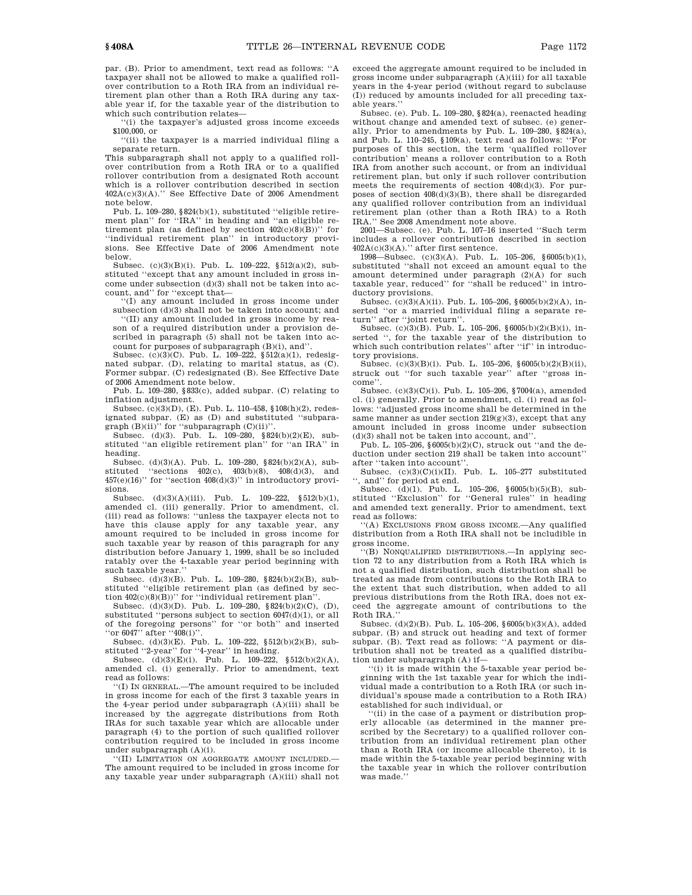par. (B). Prior to amendment, text read as follows: ''A taxpayer shall not be allowed to make a qualified rollover contribution to a Roth IRA from an individual retirement plan other than a Roth IRA during any taxable year if, for the taxable year of the distribution to which such contribution relates—

''(i) the taxpayer's adjusted gross income exceeds $100,000, or

''(ii) the taxpayer is a married individual filing a separate return.

This subparagraph shall not apply to a qualified rollover contribution from a Roth IRA or to a qualified rollover contribution from a designated Roth account which is a rollover contribution described in section 402A(c)(3)(A).'' See Effective Date of 2006 Amendment note below.

Pub. L. 109–280, §824(b)(1), substituted ''eligible retirement plan'' for ''IRA'' in heading and ''an eligible retirement plan (as defined by section 402(c)(8)(B))'' for ''individual retirement plan'' in introductory provisions. See Effective Date of 2006 Amendment note below.

Subsec. (c)(3)(B)(i). Pub. L. 109–222, §512(a)(2), substituted ''except that any amount included in gross income under subsection (d)(3) shall not be taken into account, and'' for ''except that—

''(I) any amount included in gross income under subsection (d)(3) shall not be taken into account; and

''(II) any amount included in gross income by reason of a required distribution under a provision described in paragraph (5) shall not be taken into account for purposes of subparagraph (B)(i), and''.

Subsec. (c)(3)(C). Pub. L. 109–222, §512(a)(1), redesignated subpar. (D), relating to marital status, as (C). Former subpar. (C) redesignated (B). See Effective Date of 2006 Amendment note below.

Pub. L. 109–280, §833(c), added subpar. (C) relating to inflation adjustment.

Subsec. (c)(3)(D), (E). Pub. L. 110–458, §108(h)(2), redesignated subpar. (E) as (D) and substituted ''subparagraph (B)(ii)'' for ''subparagraph (C)(ii)''.

Subsec. (d)(3). Pub. L. 109–280, §824(b)(2)(E), substituted ''an eligible retirement plan'' for ''an IRA'' in heading.

Subsec. (d)(3)(A). Pub. L. 109–280, §824(b)(2)(A), substituted ''sections 402(c), 403(b)(8), 408(d)(3), and 457(e)(16)'' for ''section 408(d)(3)'' in introductory provisions.

Subsec. (d)(3)(A)(iii). Pub. L. 109–222, §512(b)(1), amended cl. (iii) generally. Prior to amendment, cl. (iii) read as follows: ''unless the taxpayer elects not to have this clause apply for any taxable year, any amount required to be included in gross income for such taxable year by reason of this paragraph for any distribution before January 1, 1999, shall be so included ratably over the 4-taxable year period beginning with such taxable year.''

Subsec. (d)(3)(B). Pub. L. 109–280, §824(b)(2)(B), substituted ''eligible retirement plan (as defined by section 402(c)(8)(B))'' for ''individual retirement plan''.

Subsec. (d)(3)(D). Pub. L. 109–280, §824(b)(2)(C), (D), substituted ''persons subject to section 6047(d)(1), or all of the foregoing persons'' for ''or both'' and inserted ''or 6047'' after ''408(i)''.

Subsec. (d)(3)(E). Pub. L. 109–222, §512(b)(2)(B), substituted ''2-year'' for ''4-year'' in heading.

Subsec. (d)(3)(E)(i). Pub. L. 109–222, §512(b)(2)(A), amended cl. (i) generally. Prior to amendment, text read as follows:

''(I) IN GENERAL.—The amount required to be included in gross income for each of the first 3 taxable years in the 4-year period under subparagraph (A)(iii) shall be increased by the aggregate distributions from Roth IRAs for such taxable year which are allocable under paragraph (4) to the portion of such qualified rollover contribution required to be included in gross income under subparagraph (A)(i).

''(II) LIMITATION ON AGGREGATE AMOUNT INCLUDED.—The amount required to be included in gross income for any taxable year under subparagraph (A)(iii) shall not exceed the aggregate amount required to be included in gross income under subparagraph (A)(iii) for all taxable years in the 4-year period (without regard to subclause (I)) reduced by amounts included for all preceding taxable years.''

Subsec. (e). Pub. L. 109–280, §824(a), reenacted heading without change and amended text of subsec. (e) generally. Prior to amendments by Pub. L. 109–280, §824(a), and Pub. L. 110–245, §109(a), text read as follows: ''For purposes of this section, the term 'qualified rollover contribution' means a rollover contribution to a Roth IRA from another such account, or from an individual retirement plan, but only if such rollover contribution meets the requirements of section 408(d)(3). For purposes of section 408(d)(3)(B), there shall be disregarded any qualified rollover contribution from an individual retirement plan (other than a Roth IRA) to a Roth IRA.'' See 2008 Amendment note above.

2001—Subsec. (e). Pub. L. 107–16 inserted ''Such term includes a rollover contribution described in section 402A(c)(3)(A).'' after first sentence.

1998—Subsec. (c)(3)(A). Pub. L. 105–206, §6005(b)(1), substituted ''shall not exceed an amount equal to the amount determined under paragraph (2)(A) for such taxable year, reduced'' for ''shall be reduced'' in introductory provisions.

Subsec. (c)(3)(A)(ii). Pub. L. 105–206, §6005(b)(2)(A), inserted ''or a married individual filing a separate return'' after ''joint return''.

Subsec. (c)(3)(B). Pub. L. 105–206, §6005(b)(2)(B)(i), inserted '', for the taxable year of the distribution to which such contribution relates'' after ''if'' in introductory provisions.

Subsec. (c)(3)(B)(i). Pub. L. 105–206, §6005(b)(2)(B)(ii), struck out ''for such taxable year'' after ''gross income''.

Subsec. (c)(3)(C)(i). Pub. L. 105–206, §7004(a), amended cl. (i) generally. Prior to amendment, cl. (i) read as follows: ''adjusted gross income shall be determined in the same manner as under section 219(g)(3), except that any amount included in gross income under subsection (d)(3) shall not be taken into account, and''.

Pub. L. 105–206, §6005(b)(2)(C), struck out ''and the deduction under section 219 shall be taken into account'' after ''taken into account''.

Subsec. (c)(3)(C)(i)(II). Pub. L. 105–277 substituted '', and'' for period at end.

Subsec. (d)(1). Pub. L. 105–206, §6005(b)(5)(B), substituted ''Exclusion'' for ''General rules'' in heading and amended text generally. Prior to amendment, text read as follows:

''(A) EXCLUSIONS FROM GROSS INCOME.—Any qualified distribution from a Roth IRA shall not be includible in gross income.

''(B) NONQUALIFIED DISTRIBUTIONS.—In applying section 72 to any distribution from a Roth IRA which is not a qualified distribution, such distribution shall be treated as made from contributions to the Roth IRA to the extent that such distribution, when added to all previous distributions from the Roth IRA, does not exceed the aggregate amount of contributions to the Roth IRA.''

Subsec. (d)(2)(B). Pub. L. 105–206, §6005(b)(3)(A), added subpar. (B) and struck out heading and text of former subpar. (B). Text read as follows: ''A payment or distribution shall not be treated as a qualified distribution under subparagraph (A) if—

''(i) it is made within the 5-taxable year period beginning with the 1st taxable year for which the individual made a contribution to a Roth IRA (or such individual's spouse made a contribution to a Roth IRA) established for such individual, or

''(ii) in the case of a payment or distribution properly allocable (as determined in the manner prescribed by the Secretary) to a qualified rollover contribution from an individual retirement plan other than a Roth IRA (or income allocable thereto), it is made within the 5-taxable year period beginning with the taxable year in which the rollover contribution was made.''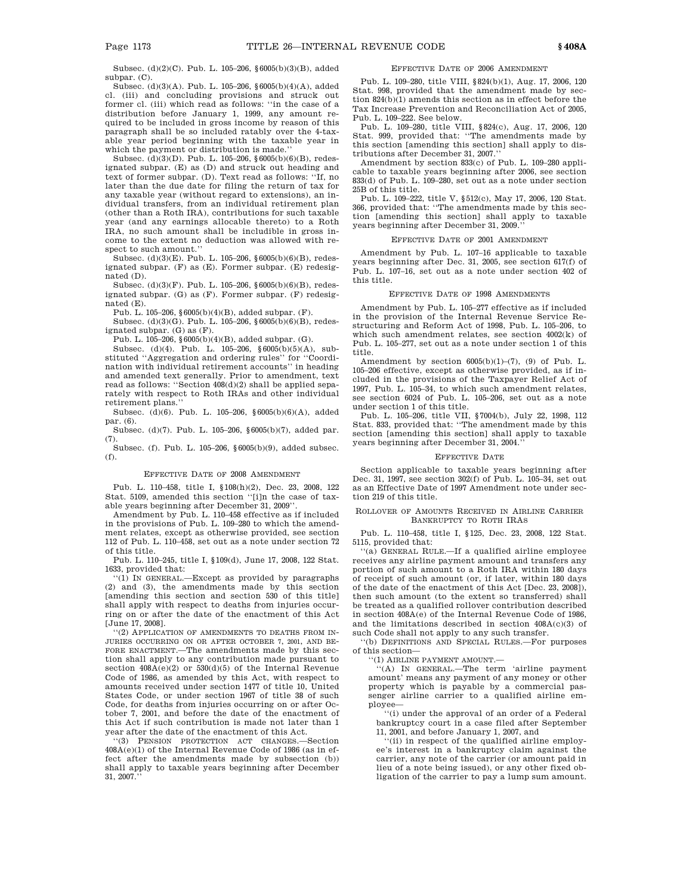Subsec. (d)(2)(C). Pub. L. 105–206, §6005(b)(3)(B), added subpar. (C).

Subsec. (d)(3)(A). Pub. L. 105–206, §6005(b)(4)(A), added cl. (iii) and concluding provisions and struck out former cl. (iii) which read as follows: "in the case of a distribution before January 1, 1999, any amount required to be included in gross income by reason of this paragraph shall be so included ratably over the 4-taxable year period beginning with the taxable year in which the payment or distribution is made."

Subsec. (d)(3)(D). Pub. L. 105–206, §6005(b)(6)(B), redesignated subpar. (E) as (D) and struck out heading and text of former subpar. (D). Text read as follows: "If, no later than the due date for filing the return of tax for any taxable year (without regard to extensions), an individual transfers, from an individual retirement plan (other than a Roth IRA), contributions for such taxable year (and any earnings allocable thereto) to a Roth IRA, no such amount shall be includible in gross income to the extent no deduction was allowed with respect to such amount."

Subsec. (d)(3)(E). Pub. L. 105–206, §6005(b)(6)(B), redesignated subpar. (F) as (E). Former subpar. (E) redesignated (D).

Subsec. (d)(3)(F). Pub. L. 105–206, §6005(b)(6)(B), redesignated subpar. (G) as (F). Former subpar. (F) redesignated (E).

Pub. L. 105–206, §6005(b)(4)(B), added subpar. (F).

Subsec. (d)(3)(G). Pub. L. 105–206, §6005(b)(6)(B), redesignated subpar. (G) as (F).

Pub. L. 105–206, §6005(b)(4)(B), added subpar. (G).

Subsec. (d)(4). Pub. L. 105–206, §6005(b)(5)(A), substituted "Aggregation and ordering rules" for "Coordination with individual retirement accounts" in heading and amended text generally. Prior to amendment, text read as follows: "Section 408(d)(2) shall be applied separately with respect to Roth IRAs and other individual retirement plans."

Subsec. (d)(6). Pub. L. 105–206, §6005(b)(6)(A), added par. (6).

Subsec. (d)(7). Pub. L. 105–206, §6005(b)(7), added par. (7).

Subsec. (f). Pub. L. 105–206, §6005(b)(9), added subsec. (f).

### Effective Date of 2008 Amendment

Pub. L. 110–458, title I, §108(h)(2), Dec. 23, 2008, 122 Stat. 5109, amended this section "[i]n the case of taxable years beginning after December 31, 2009".

Amendment by Pub. L. 110–458 effective as if included in the provisions of Pub. L. 109–280 to which the amendment relates, except as otherwise provided, see section 112 of Pub. L. 110–458, set out as a note under section 72 of this title.

Pub. L. 110–245, title I, §109(d), June 17, 2008, 122 Stat. 1633, provided that:

"(1) In general.—Except as provided by paragraphs (2) and (3), the amendments made by this section [amending this section and section 530 of this title] shall apply with respect to deaths from injuries occurring on or after the date of the enactment of this Act [June 17, 2008].

"(2) Application of amendments to deaths from injuries occurring on or after October 7, 2001, and before enactment.—The amendments made by this section shall apply to any contribution made pursuant to section 408A(e)(2) or 530(d)(5) of the Internal Revenue Code of 1986, as amended by this Act, with respect to amounts received under section 1477 of title 10, United States Code, or under section 1967 of title 38 of such Code, for deaths from injuries occurring on or after October 7, 2001, and before the date of the enactment of this Act if such contribution is made not later than 1 year after the date of the enactment of this Act.

"(3) Pension protection act changes.—Section 408A(e)(1) of the Internal Revenue Code of 1986 (as in effect after the amendments made by subsection (b)) shall apply to taxable years beginning after December 31, 2007."

### Effective Date of 2006 Amendment

Pub. L. 109–280, title VIII, §824(b)(1), Aug. 17, 2006, 120 Stat. 998, provided that the amendment made by section 824(b)(1) amends this section as in effect before the Tax Increase Prevention and Reconciliation Act of 2005, Pub. L. 109–222. See below.

Pub. L. 109–280, title VIII, §824(c), Aug. 17, 2006, 120 Stat. 999, provided that: "The amendments made by this section [amending this section] shall apply to distributions after December 31, 2007."

Amendment by section 833(c) of Pub. L. 109–280 applicable to taxable years beginning after 2006, see section 833(d) of Pub. L. 109–280, set out as a note under section 25B of this title.

Pub. L. 109–222, title V, §512(c), May 17, 2006, 120 Stat. 366, provided that: "The amendments made by this section [amending this section] shall apply to taxable years beginning after December 31, 2009."

### Effective Date of 2001 Amendment

Amendment by Pub. L. 107–16 applicable to taxable years beginning after Dec. 31, 2005, see section 617(f) of Pub. L. 107–16, set out as a note under section 402 of this title.

### Effective Date of 1998 Amendments

Amendment by Pub. L. 105–277 effective as if included in the provision of the Internal Revenue Service Restructuring and Reform Act of 1998, Pub. L. 105–206, to which such amendment relates, see section 4002(k) of Pub. L. 105–277, set out as a note under section 1 of this title.

Amendment by section 6005(b)(1)–(7), (9) of Pub. L. 105–206 effective, except as otherwise provided, as if included in the provisions of the Taxpayer Relief Act of 1997, Pub. L. 105–34, to which such amendment relates, see section 6024 of Pub. L. 105–206, set out as a note under section 1 of this title.

Pub. L. 105–206, title VII, §7004(b), July 22, 1998, 112 Stat. 833, provided that: "The amendment made by this section [amending this section] shall apply to taxable years beginning after December 31, 2004."

### Effective Date

Section applicable to taxable years beginning after Dec. 31, 1997, see section 302(f) of Pub. L. 105–34, set out as an Effective Date of 1997 Amendment note under section 219 of this title.

### Rollover of Amounts Received in Airline Carrier Bankruptcy to Roth IRAs

Pub. L. 110–458, title I, §125, Dec. 23, 2008, 122 Stat. 5115, provided that:

"(a) General Rule.—If a qualified airline employee receives any airline payment amount and transfers any portion of such amount to a Roth IRA within 180 days of receipt of such amount (or, if later, within 180 days of the date of the enactment of this Act [Dec. 23, 2008]), then such amount (to the extent so transferred) shall be treated as a qualified rollover contribution described in section 408A(e) of the Internal Revenue Code of 1986, and the limitations described in section 408A(c)(3) of such Code shall not apply to any such transfer.

"(b) Definitions and Special Rules.—For purposes of this section—

"(1) Airline payment amount.—

"(A) In general.—The term 'airline payment amount' means any payment of any money or other property which is payable by a commercial passenger airline carrier to a qualified airline employee—

"(i) under the approval of an order of a Federal bankruptcy court in a case filed after September 11, 2001, and before January 1, 2007, and

"(ii) in respect of the qualified airline employee's interest in a bankruptcy claim against the carrier, any note of the carrier (or amount paid in lieu of a note being issued), or any other fixed obligation of the carrier to pay a lump sum amount.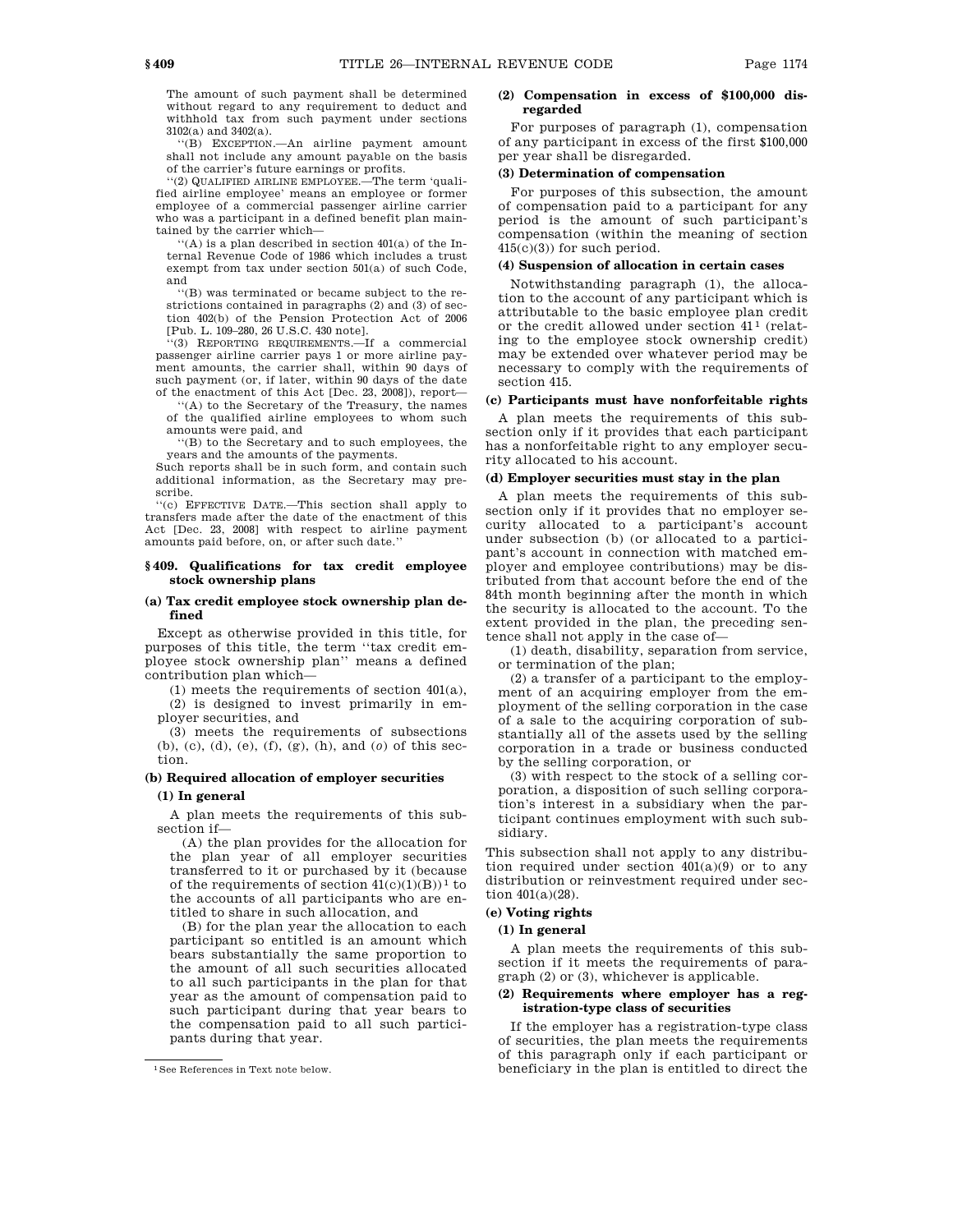The amount of such payment shall be determined without regard to any requirement to deduct and withhold tax from such payment under sections 3102(a) and 3402(a).

''(B) EXCEPTION.—An airline payment amount shall not include any amount payable on the basis of the carrier's future earnings or profits.

''(2) QUALIFIED AIRLINE EMPLOYEE.—The term 'qualified airline employee' means an employee or former employee of a commercial passenger airline carrier who was a participant in a defined benefit plan maintained by the carrier which—

''(A) is a plan described in section 401(a) of the Internal Revenue Code of 1986 which includes a trust exempt from tax under section 501(a) of such Code, and

''(B) was terminated or became subject to the restrictions contained in paragraphs (2) and (3) of section 402(b) of the Pension Protection Act of 2006 [Pub. L. 109–280, 26 U.S.C. 430 note].

''(3) REPORTING REQUIREMENTS.—If a commercial passenger airline carrier pays 1 or more airline payment amounts, the carrier shall, within 90 days of such payment (or, if later, within 90 days of the date of the enactment of this Act [Dec. 23, 2008]), report—

''(A) to the Secretary of the Treasury, the names of the qualified airline employees to whom such amounts were paid, and

''(B) to the Secretary and to such employees, the years and the amounts of the payments.

Such reports shall be in such form, and contain such additional information, as the Secretary may prescribe.

''(c) EFFECTIVE DATE.—This section shall apply to transfers made after the date of the enactment of this Act [Dec. 23, 2008] with respect to airline payment amounts paid before, on, or after such date.''

## § 409. Qualifications for tax credit employee stock ownership plans

### (a) Tax credit employee stock ownership plan defined

Except as otherwise provided in this title, for purposes of this title, the term ''tax credit employee stock ownership plan'' means a defined contribution plan which—

(1) meets the requirements of section 401(a),

(2) is designed to invest primarily in employer securities, and

(3) meets the requirements of subsections (b), (c), (d), (e), (f), (g), (h), and (*o*) of this section.

### (b) Required allocation of employer securities

#### (1) In general

A plan meets the requirements of this subsection if—

(A) the plan provides for the allocation for the plan year of all employer securities transferred to it or purchased by it (because of the requirements of section 41(c)(1)(B))[1] to the accounts of all participants who are entitled to share in such allocation, and

(B) for the plan year the allocation to each participant so entitled is an amount which bears substantially the same proportion to the amount of all such securities allocated to all such participants in the plan for that year as the amount of compensation paid to such participant during that year bears to the compensation paid to all such participants during that year.

[1] See References in Text note below.

#### (2) Compensation in excess of $100,000 disregarded

For purposes of paragraph (1), compensation of any participant in excess of the first $100,000 per year shall be disregarded.

#### (3) Determination of compensation

For purposes of this subsection, the amount of compensation paid to a participant for any period is the amount of such participant's compensation (within the meaning of section 415(c)(3)) for such period.

#### (4) Suspension of allocation in certain cases

Notwithstanding paragraph (1), the allocation to the account of any participant which is attributable to the basic employee plan credit or the credit allowed under section 41[1] (relating to the employee stock ownership credit) may be extended over whatever period may be necessary to comply with the requirements of section 415.

### (c) Participants must have nonforfeitable rights

A plan meets the requirements of this subsection only if it provides that each participant has a nonforfeitable right to any employer security allocated to his account.

### (d) Employer securities must stay in the plan

A plan meets the requirements of this subsection only if it provides that no employer security allocated to a participant's account under subsection (b) (or allocated to a participant's account in connection with matched employer and employee contributions) may be distributed from that account before the end of the 84th month beginning after the month in which the security is allocated to the account. To the extent provided in the plan, the preceding sentence shall not apply in the case of—

(1) death, disability, separation from service, or termination of the plan;

(2) a transfer of a participant to the employment of an acquiring employer from the employment of the selling corporation in the case of a sale to the acquiring corporation of substantially all of the assets used by the selling corporation in a trade or business conducted by the selling corporation, or

(3) with respect to the stock of a selling corporation, a disposition of such selling corporation's interest in a subsidiary when the participant continues employment with such subsidiary.

This subsection shall not apply to any distribution required under section 401(a)(9) or to any distribution or reinvestment required under section 401(a)(28).

### (e) Voting rights

#### (1) In general

A plan meets the requirements of this subsection if it meets the requirements of paragraph (2) or (3), whichever is applicable.

#### (2) Requirements where employer has a registration-type class of securities

If the employer has a registration-type class of securities, the plan meets the requirements of this paragraph only if each participant or beneficiary in the plan is entitled to direct the